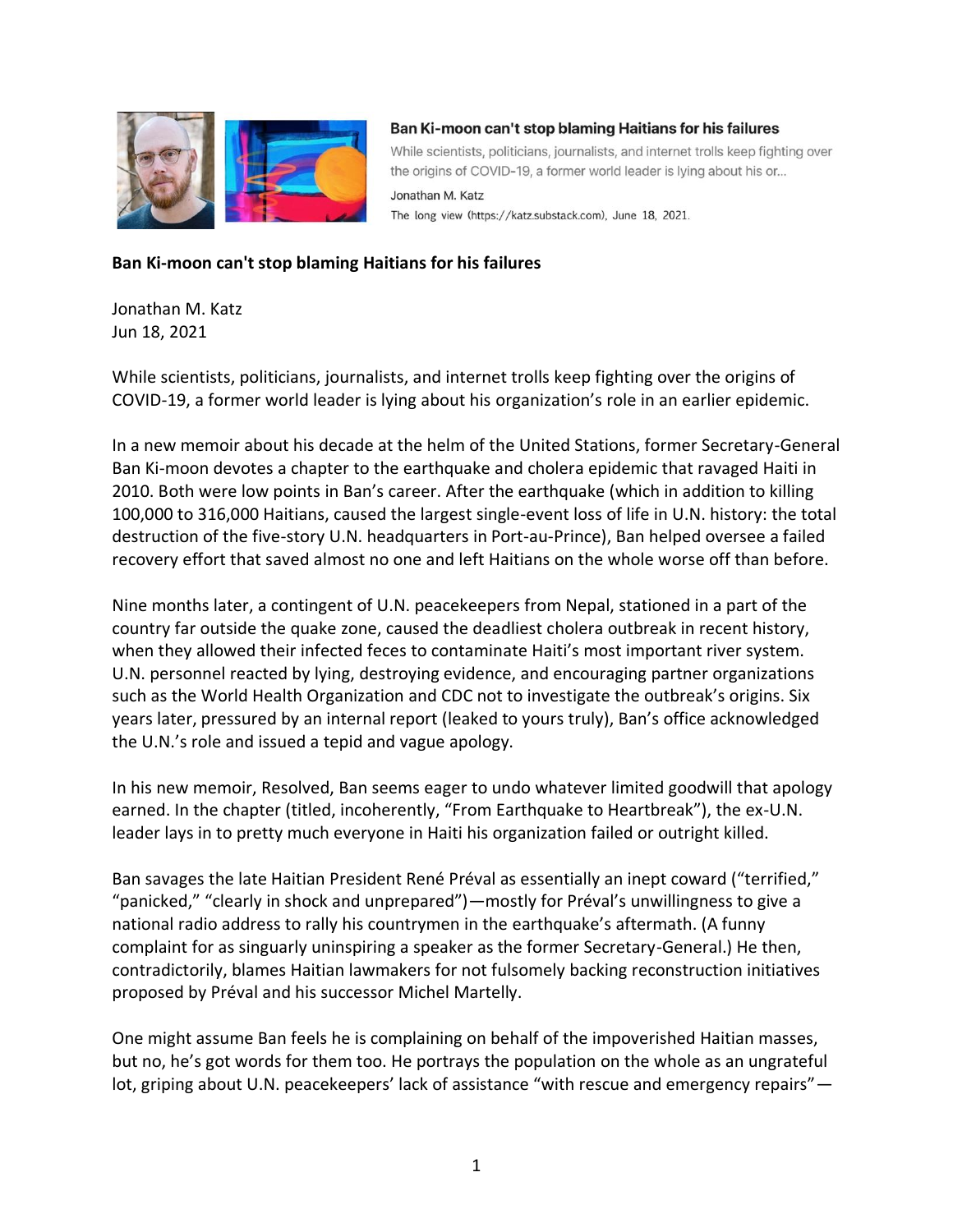**Ban Ki-moon can't stop blaming Haitians for his failures**

While scientists, politicians, journalists, and internet trolls keep fighting over the origins of COVID-19, a former world leader is lying about his or...

Jonathan M. Katz

The long view (https://katz.substack.com), June 18, 2021.

**Ban Ki-moon can't stop blaming Haitians for his failures**

Jonathan M. Katz
Jun 18, 2021

While scientists, politicians, journalists, and internet trolls keep fighting over the origins of COVID-19, a former world leader is lying about his organization's role in an earlier epidemic.

In a new memoir about his decade at the helm of the United Stations, former Secretary-General Ban Ki-moon devotes a chapter to the earthquake and cholera epidemic that ravaged Haiti in 2010. Both were low points in Ban's career. After the earthquake (which in addition to killing 100,000 to 316,000 Haitians, caused the largest single-event loss of life in U.N. history: the total destruction of the five-story U.N. headquarters in Port-au-Prince), Ban helped oversee a failed recovery effort that saved almost no one and left Haitians on the whole worse off than before.

Nine months later, a contingent of U.N. peacekeepers from Nepal, stationed in a part of the country far outside the quake zone, caused the deadliest cholera outbreak in recent history, when they allowed their infected feces to contaminate Haiti's most important river system. U.N. personnel reacted by lying, destroying evidence, and encouraging partner organizations such as the World Health Organization and CDC not to investigate the outbreak's origins. Six years later, pressured by an internal report (leaked to yours truly), Ban's office acknowledged the U.N.'s role and issued a tepid and vague apology.

In his new memoir, Resolved, Ban seems eager to undo whatever limited goodwill that apology earned. In the chapter (titled, incoherently, "From Earthquake to Heartbreak"), the ex-U.N. leader lays in to pretty much everyone in Haiti his organization failed or outright killed.

Ban savages the late Haitian President René Préval as essentially an inept coward ("terrified," "panicked," "clearly in shock and unprepared")—mostly for Préval's unwillingness to give a national radio address to rally his countrymen in the earthquake's aftermath. (A funny complaint for as singularly uninspiring a speaker as the former Secretary-General.) He then, contradictorily, blames Haitian lawmakers for not fulsomely backing reconstruction initiatives proposed by Préval and his successor Michel Martelly.

One might assume Ban feels he is complaining on behalf of the impoverished Haitian masses, but no, he's got words for them too. He portrays the population on the whole as an ungrateful lot, griping about U.N. peacekeepers' lack of assistance "with rescue and emergency repairs"—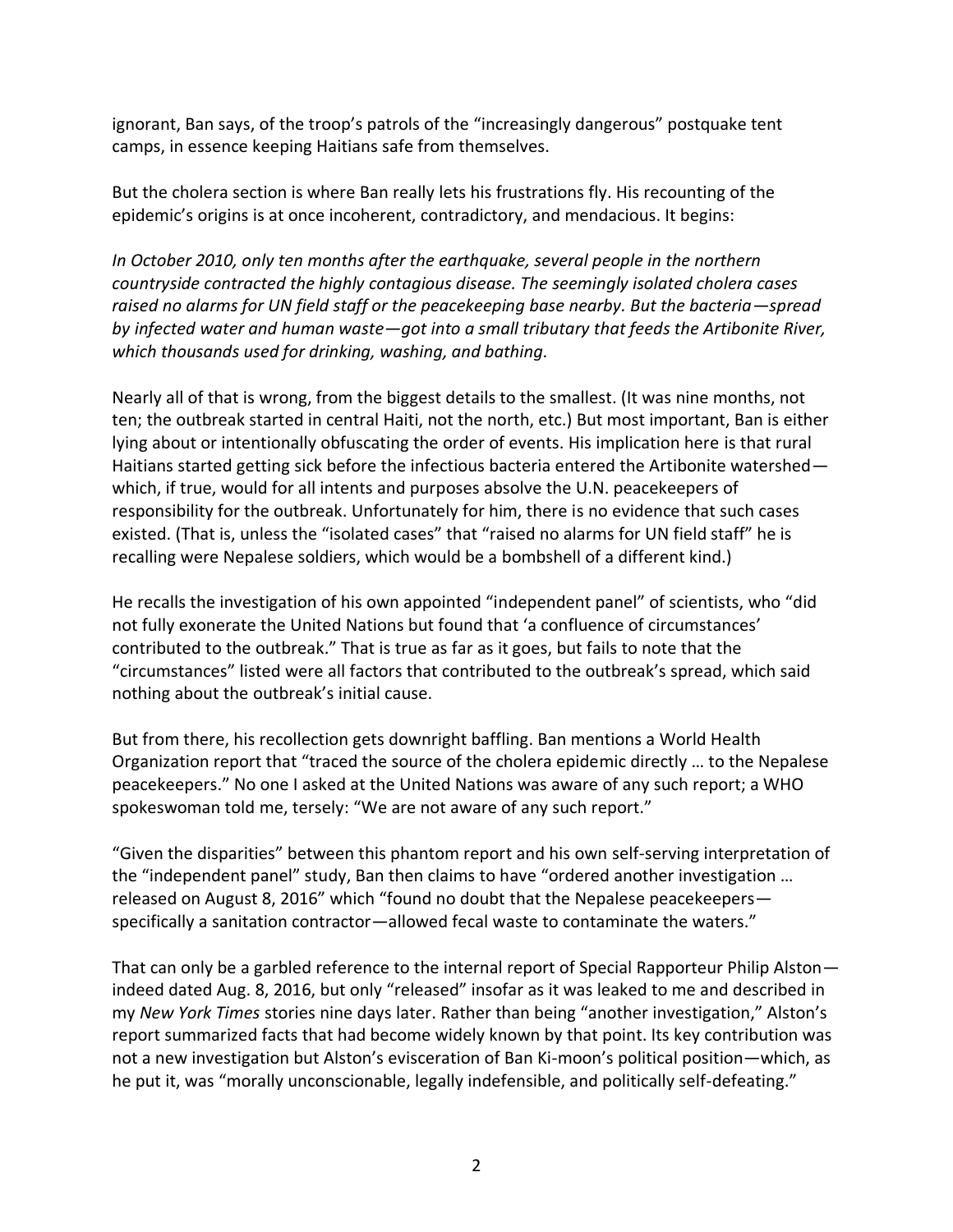ignorant, Ban says, of the troop's patrols of the "increasingly dangerous" postquake tent camps, in essence keeping Haitians safe from themselves.

But the cholera section is where Ban really lets his frustrations fly. His recounting of the epidemic's origins is at once incoherent, contradictory, and mendacious. It begins:

*In October 2010, only ten months after the earthquake, several people in the northern countryside contracted the highly contagious disease. The seemingly isolated cholera cases raised no alarms for UN field staff or the peacekeeping base nearby. But the bacteria—spread by infected water and human waste—got into a small tributary that feeds the Artibonite River, which thousands used for drinking, washing, and bathing.*

Nearly all of that is wrong, from the biggest details to the smallest. (It was nine months, not ten; the outbreak started in central Haiti, not the north, etc.) But most important, Ban is either lying about or intentionally obfuscating the order of events. His implication here is that rural Haitians started getting sick before the infectious bacteria entered the Artibonite watershed—which, if true, would for all intents and purposes absolve the U.N. peacekeepers of responsibility for the outbreak. Unfortunately for him, there is no evidence that such cases existed. (That is, unless the "isolated cases" that "raised no alarms for UN field staff" he is recalling were Nepalese soldiers, which would be a bombshell of a different kind.)

He recalls the investigation of his own appointed "independent panel" of scientists, who "did not fully exonerate the United Nations but found that 'a confluence of circumstances' contributed to the outbreak." That is true as far as it goes, but fails to note that the "circumstances" listed were all factors that contributed to the outbreak's spread, which said nothing about the outbreak's initial cause.

But from there, his recollection gets downright baffling. Ban mentions a World Health Organization report that "traced the source of the cholera epidemic directly … to the Nepalese peacekeepers." No one I asked at the United Nations was aware of any such report; a WHO spokeswoman told me, tersely: "We are not aware of any such report."

"Given the disparities" between this phantom report and his own self-serving interpretation of the "independent panel" study, Ban then claims to have "ordered another investigation … released on August 8, 2016" which "found no doubt that the Nepalese peacekeepers—specifically a sanitation contractor—allowed fecal waste to contaminate the waters."

That can only be a garbled reference to the internal report of Special Rapporteur Philip Alston—indeed dated Aug. 8, 2016, but only "released" insofar as it was leaked to me and described in my *New York Times* stories nine days later. Rather than being "another investigation," Alston's report summarized facts that had become widely known by that point. Its key contribution was not a new investigation but Alston's evisceration of Ban Ki-moon's political position—which, as he put it, was "morally unconscionable, legally indefensible, and politically self-defeating."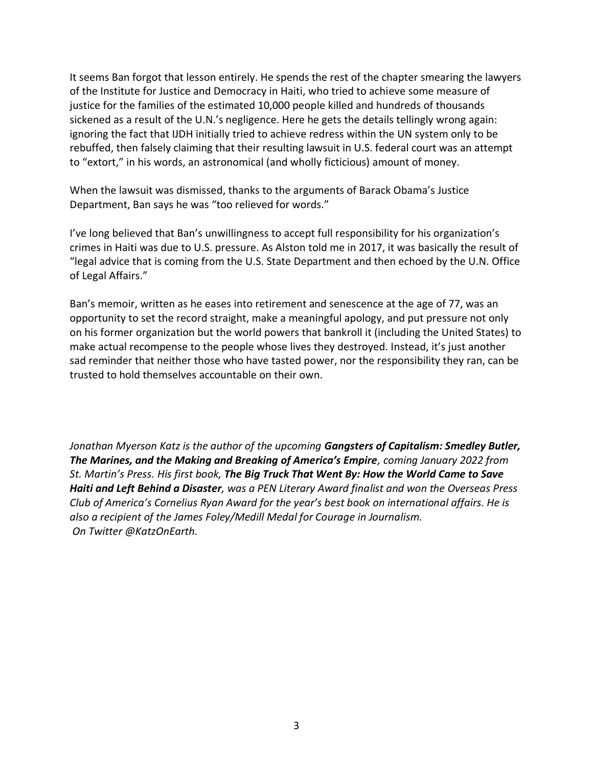It seems Ban forgot that lesson entirely. He spends the rest of the chapter smearing the lawyers of the Institute for Justice and Democracy in Haiti, who tried to achieve some measure of justice for the families of the estimated 10,000 people killed and hundreds of thousands sickened as a result of the U.N.'s negligence. Here he gets the details tellingly wrong again: ignoring the fact that IJDH initially tried to achieve redress within the UN system only to be rebuffed, then falsely claiming that their resulting lawsuit in U.S. federal court was an attempt to "extort," in his words, an astronomical (and wholly ficticious) amount of money.

When the lawsuit was dismissed, thanks to the arguments of Barack Obama's Justice Department, Ban says he was "too relieved for words."

I've long believed that Ban's unwillingness to accept full responsibility for his organization's crimes in Haiti was due to U.S. pressure. As Alston told me in 2017, it was basically the result of "legal advice that is coming from the U.S. State Department and then echoed by the U.N. Office of Legal Affairs."

Ban's memoir, written as he eases into retirement and senescence at the age of 77, was an opportunity to set the record straight, make a meaningful apology, and put pressure not only on his former organization but the world powers that bankroll it (including the United States) to make actual recompense to the people whose lives they destroyed. Instead, it's just another sad reminder that neither those who have tasted power, nor the responsibility they ran, can be trusted to hold themselves accountable on their own.

*Jonathan Myerson Katz is the author of the upcoming **Gangsters of Capitalism: Smedley Butler, The Marines, and the Making and Breaking of America's Empire**, coming January 2022 from St. Martin's Press. His first book, **The Big Truck That Went By: How the World Came to Save Haiti and Left Behind a Disaster**, was a PEN Literary Award finalist and won the Overseas Press Club of America's Cornelius Ryan Award for the year's best book on international affairs. He is also a recipient of the James Foley/Medill Medal for Courage in Journalism.*
*On Twitter @KatzOnEarth.*